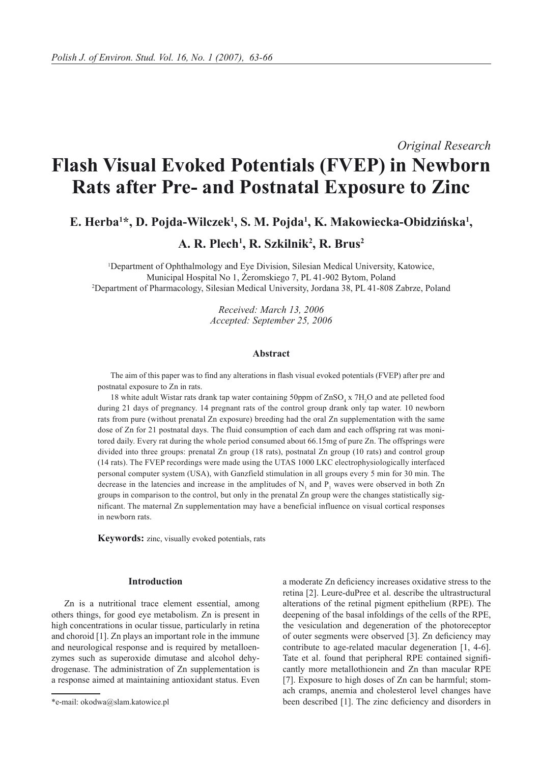*Original Research*

# Flash Visual Evoked Potentials (FVEP) in Newborn Rats after Pre- and Postnatal Exposure to Zinc

**E. Herba[1]*, D. Pojda-Wilczek[1], S. M. Pojda[1], K. Makowiecka-Obidzińska[1], A. R. Plech[1], R. Szkilnik[2], R. Brus[2]**

[1]Department of Ophthalmology and Eye Division, Silesian Medical University, Katowice, Municipal Hospital No 1, Żeromskiego 7, PL 41-902 Bytom, Poland
[2]Department of Pharmacology, Silesian Medical University, Jordana 38, PL 41-808 Zabrze, Poland

*Received: March 13, 2006*
*Accepted: September 25, 2006*

### Abstract

The aim of this paper was to find any alterations in flash visual evoked potentials (FVEP) after pre- and postnatal exposure to Zn in rats.

18 white adult Wistar rats drank tap water containing 50ppm of $ZnSO_4 \times 7H_2O$ and ate pelleted food during 21 days of pregnancy. 14 pregnant rats of the control group drank only tap water. 10 newborn rats from pure (without prenatal Zn exposure) breeding had the oral Zn supplementation with the same dose of Zn for 21 postnatal days. The fluid consumption of each dam and each offspring rat was monitored daily. Every rat during the whole period consumed about 66.15mg of pure Zn. The offsprings were divided into three groups: prenatal Zn group (18 rats), postnatal Zn group (10 rats) and control group (14 rats). The FVEP recordings were made using the UTAS 1000 LKC electrophysiologically interfaced personal computer system (USA), with Ganzfield stimulation in all groups every 5 min for 30 min. The decrease in the latencies and increase in the amplitudes of $N_1$ and $P_1$ waves were observed in both Zn groups in comparison to the control, but only in the prenatal Zn group were the changes statistically significant. The maternal Zn supplementation may have a beneficial influence on visual cortical responses in newborn rats.

**Keywords:** zinc, visually evoked potentials, rats

### Introduction

Zn is a nutritional trace element essential, among others things, for good eye metabolism. Zn is present in high concentrations in ocular tissue, particularly in retina and choroid [1]. Zn plays an important role in the immune and neurological response and is required by metalloenzymes such as superoxide dimutase and alcohol dehydrogenase. The administration of Zn supplementation is a response aimed at maintaining antioxidant status. Even a moderate Zn deficiency increases oxidative stress to the retina [2]. Leure-duPree et al. describe the ultrastructural alterations of the retinal pigment epithelium (RPE). The deepening of the basal infoldings of the cells of the RPE, the vesiculation and degeneration of the photoreceptor of outer segments were observed [3]. Zn deficiency may contribute to age-related macular degeneration [1, 4-6]. Tate et al. found that peripheral RPE contained significantly more metallothionein and Zn than macular RPE [7]. Exposure to high doses of Zn can be harmful; stomach cramps, anemia and cholesterol level changes have been described [1]. The zinc deficiency and disorders in

*e-mail: okodwa@slam.katowice.pl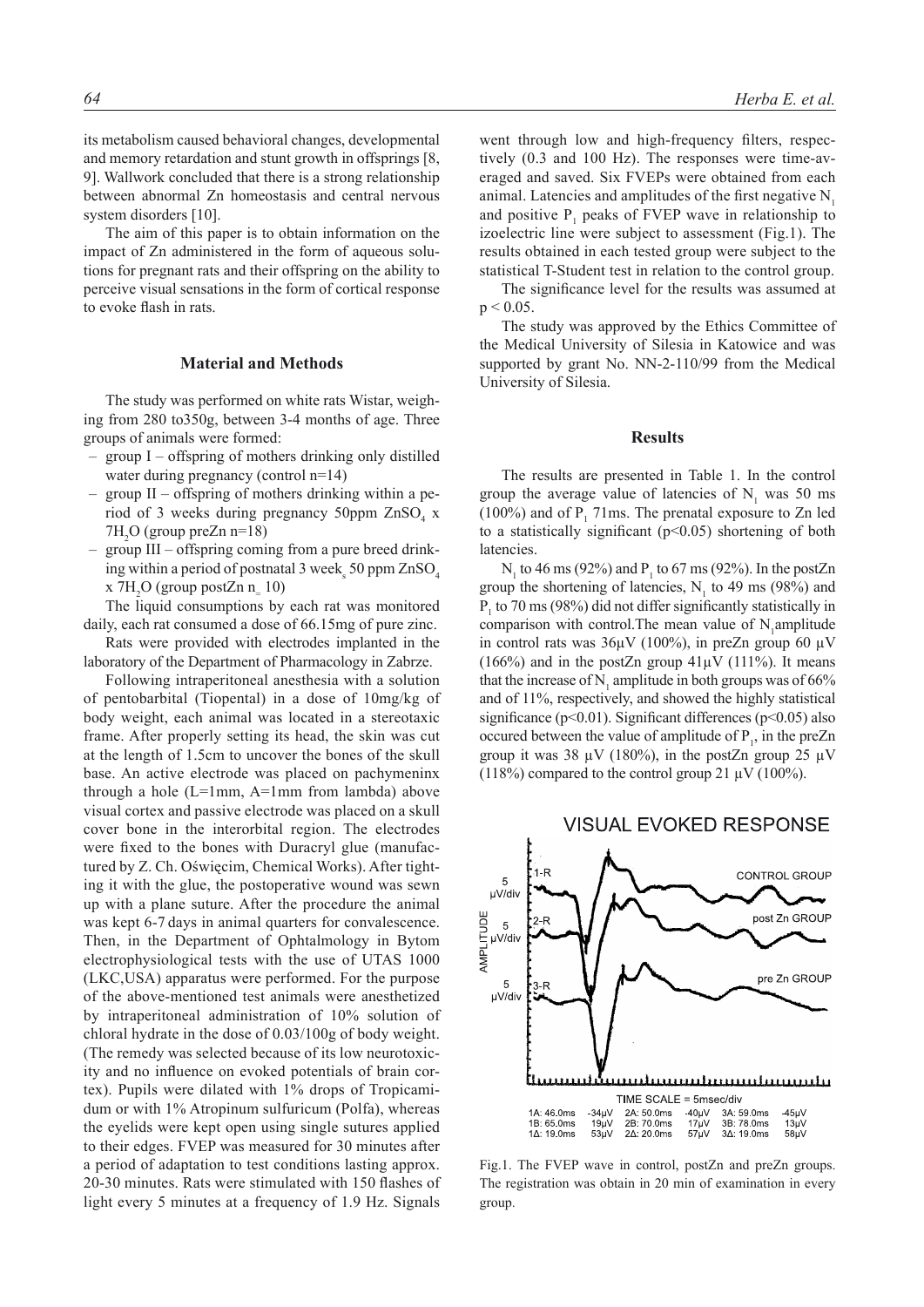its metabolism caused behavioral changes, developmental and memory retardation and stunt growth in offsprings [8, 9]. Wallwork concluded that there is a strong relationship between abnormal Zn homeostasis and central nervous system disorders [10].

The aim of this paper is to obtain information on the impact of Zn administered in the form of aqueous solutions for pregnant rats and their offspring on the ability to perceive visual sensations in the form of cortical response to evoke flash in rats.

## Material and Methods

The study was performed on white rats Wistar, weighing from 280 to350g, between 3-4 months of age. Three groups of animals were formed:

- group I – offspring of mothers drinking only distilled water during pregnancy (control n=14)
- group II – offspring of mothers drinking within a period of 3 weeks during pregnancy 50ppm $ZnSO_4$ x $7H_2O$ (group preZn n=18)
- group III – offspring coming from a pure breed drinking within a period of postnatal 3 week$_s$ 50 ppm $ZnSO_4$ x $7H_2O$ (group postZn n$_=$ 10)

The liquid consumptions by each rat was monitored daily, each rat consumed a dose of 66.15mg of pure zinc.

Rats were provided with electrodes implanted in the laboratory of the Department of Pharmacology in Zabrze.

Following intraperitoneal anesthesia with a solution of pentobarbital (Tiopental) in a dose of 10mg/kg of body weight, each animal was located in a stereotaxic frame. After properly setting its head, the skin was cut at the length of 1.5cm to uncover the bones of the skull base. An active electrode was placed on pachymeninx through a hole (L=1mm, A=1mm from lambda) above visual cortex and passive electrode was placed on a skull cover bone in the interorbital region. The electrodes were fixed to the bones with Duracryl glue (manufactured by Z. Ch. Oświęcim, Chemical Works). After tighting it with the glue, the postoperative wound was sewn up with a plane suture. After the procedure the animal was kept 6-7 days in animal quarters for convalescence. Then, in the Department of Ophtalmology in Bytom electrophysiological tests with the use of UTAS 1000 (LKC,USA) apparatus were performed. For the purpose of the above-mentioned test animals were anesthetized by intraperitoneal administration of 10% solution of chloral hydrate in the dose of 0.03/100g of body weight. (The remedy was selected because of its low neurotoxicity and no influence on evoked potentials of brain cortex). Pupils were dilated with 1% drops of Tropicamidum or with 1% Atropinum sulfuricum (Polfa), whereas the eyelids were kept open using single sutures applied to their edges. FVEP was measured for 30 minutes after a period of adaptation to test conditions lasting approx. 20-30 minutes. Rats were stimulated with 150 flashes of light every 5 minutes at a frequency of 1.9 Hz. Signals went through low and high-frequency filters, respectively (0.3 and 100 Hz). The responses were time-averaged and saved. Six FVEPs were obtained from each animal. Latencies and amplitudes of the first negative $N_1$ and positive $P_1$ peaks of FVEP wave in relationship to izoelectric line were subject to assessment (Fig.1). The results obtained in each tested group were subject to the statistical T-Student test in relation to the control group.

The significance level for the results was assumed at $p < 0.05$.

The study was approved by the Ethics Committee of the Medical University of Silesia in Katowice and was supported by grant No. NN-2-110/99 from the Medical University of Silesia.

## Results

The results are presented in Table 1. In the control group the average value of latencies of $N_1$ was 50 ms (100%) and of $P_1$ 71ms. The prenatal exposure to Zn led to a statistically significant ($p<0.05$) shortening of both latencies.

$N_1$ to 46 ms (92%) and $P_1$ to 67 ms (92%). In the postZn group the shortening of latencies, $N_1$ to 49 ms (98%) and $P_1$ to 70 ms (98%) did not differ significantly statistically in comparison with control.The mean value of $N_1$amplitude in control rats was 36μV (100%), in preZn group 60 μV (166%) and in the postZn group 41μV (111%). It means that the increase of $N_1$ amplitude in both groups was of 66% and of 11%, respectively, and showed the highly statistical significance ($p<0.01$). Significant differences ($p<0.05$) also occured between the value of amplitude of $P_1$, in the preZn group it was 38 μV (180%), in the postZn group 25 μV (118%) compared to the control group 21 μV (100%).

Fig.1. The FVEP wave in control, postZn and preZn groups. The registration was obtain in 20 min of examination in every group.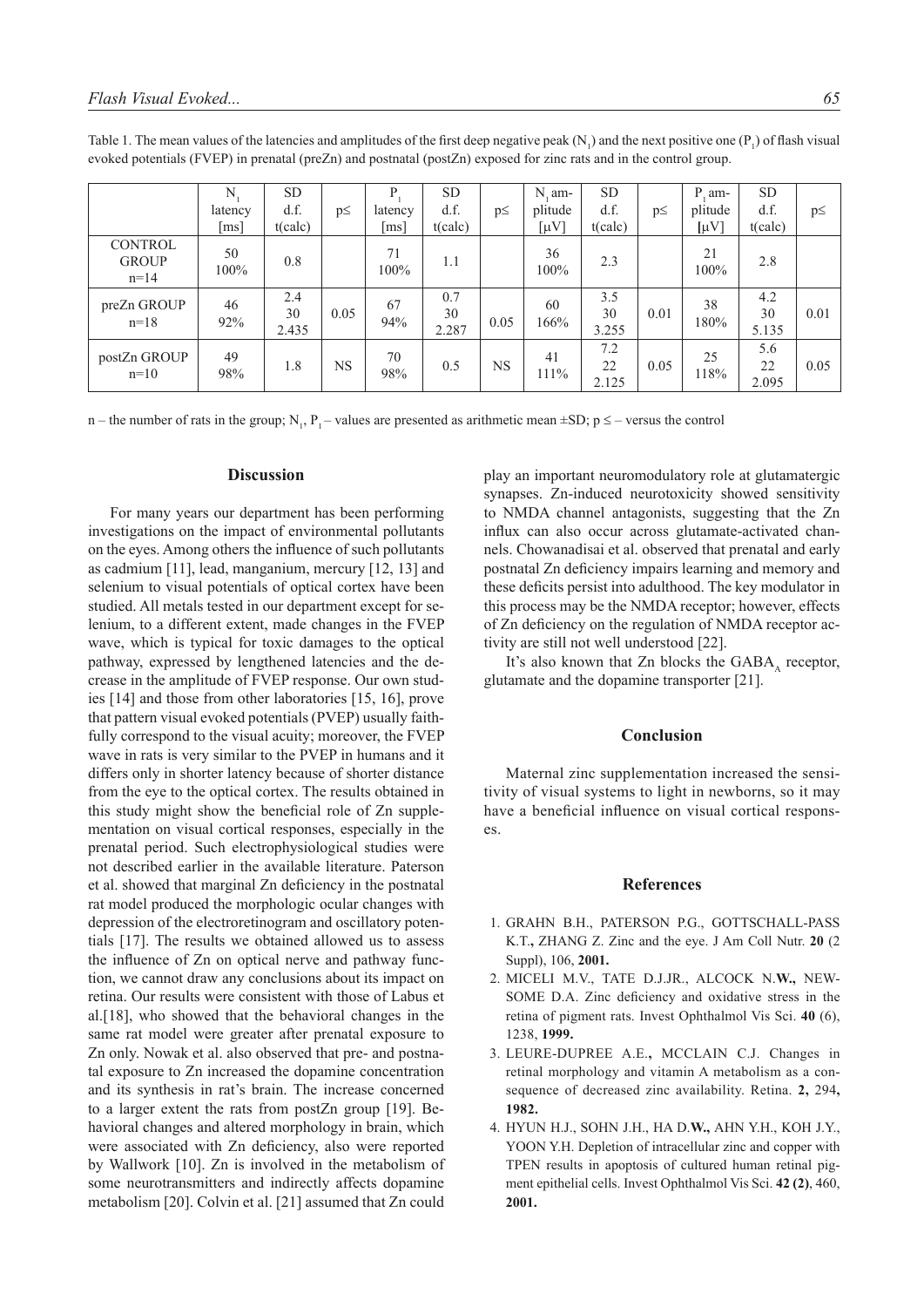Table 1. The mean values of the latencies and amplitudes of the first deep negative peak ($N_1$) and the next positive one ($P_1$) of flash visual evoked potentials (FVEP) in prenatal (preZn) and postnatal (postZn) exposed for zinc rats and in the control group.

| | $N_1$ latency [ms] | SD d.f. t(calc) | p≤ | $P_1$ latency [ms] | SD d.f. t(calc) | p≤ | $N_1$ amplitude [μV] | SD d.f. t(calc) | p≤ | $P_1$ amplitude [μV] | SD d.f. t(calc) | p≤ |
|---|---|---|---|---|---|---|---|---|---|---|---|---|
| CONTROL GROUP n=14 | 50 100% | 0.8 | | 71 100% | 1.1 | | 36 100% | 2.3 | | 21 100% | 2.8 | |
| preZn GROUP n=18 | 46 92% | 2.4 30 2.435 | 0.05 | 67 94% | 0.7 30 2.287 | 0.05 | 60 166% | 3.5 30 3.255 | 0.01 | 38 180% | 4.2 30 5.135 | 0.01 |
| postZn GROUP n=10 | 49 98% | 1.8 | NS | 70 98% | 0.5 | NS | 41 111% | 7.2 22 2.125 | 0.05 | 25 118% | 5.6 22 2.095 | 0.05 |

n – the number of rats in the group; $N_1$, $P_1$ – values are presented as arithmetic mean ±SD; p ≤ – versus the control

## Discussion

For many years our department has been performing investigations on the impact of environmental pollutants on the eyes. Among others the influence of such pollutants as cadmium [11], lead, manganium, mercury [12, 13] and selenium to visual potentials of optical cortex have been studied. All metals tested in our department except for selenium, to a different extent, made changes in the FVEP wave, which is typical for toxic damages to the optical pathway, expressed by lengthened latencies and the decrease in the amplitude of FVEP response. Our own studies [14] and those from other laboratories [15, 16], prove that pattern visual evoked potentials (PVEP) usually faithfully correspond to the visual acuity; moreover, the FVEP wave in rats is very similar to the PVEP in humans and it differs only in shorter latency because of shorter distance from the eye to the optical cortex. The results obtained in this study might show the beneficial role of Zn supplementation on visual cortical responses, especially in the prenatal period. Such electrophysiological studies were not described earlier in the available literature. Paterson et al. showed that marginal Zn deficiency in the postnatal rat model produced the morphologic ocular changes with depression of the electroretinogram and oscillatory potentials [17]. The results we obtained allowed us to assess the influence of Zn on optical nerve and pathway function, we cannot draw any conclusions about its impact on retina. Our results were consistent with those of Labus et al.[18], who showed that the behavioral changes in the same rat model were greater after prenatal exposure to Zn only. Nowak et al. also observed that pre- and postnatal exposure to Zn increased the dopamine concentration and its synthesis in rat's brain. The increase concerned to a larger extent the rats from postZn group [19]. Behavioral changes and altered morphology in brain, which were associated with Zn deficiency, also were reported by Wallwork [10]. Zn is involved in the metabolism of some neurotransmitters and indirectly affects dopamine metabolism [20]. Colvin et al. [21] assumed that Zn could play an important neuromodulatory role at glutamatergic synapses. Zn-induced neurotoxicity showed sensitivity to NMDA channel antagonists, suggesting that the Zn influx can also occur across glutamate-activated channels. Chowanadisai et al. observed that prenatal and early postnatal Zn deficiency impairs learning and memory and these deficits persist into adulthood. The key modulator in this process may be the NMDA receptor; however, effects of Zn deficiency on the regulation of NMDA receptor activity are still not well understood [22].

It's also known that Zn blocks the $GABA_A$ receptor, glutamate and the dopamine transporter [21].

## Conclusion

Maternal zinc supplementation increased the sensitivity of visual systems to light in newborns, so it may have a beneficial influence on visual cortical responses.

## References

1. GRAHN B.H., PATERSON P.G., GOTTSCHALL-PASS K.T**.,** ZHANG Z. Zinc and the eye. J Am Coll Nutr. **20** (2 Suppl), 106, **2001.**
2. MICELI M.V., TATE D.J.JR., ALCOCK N.**W.,** NEWSOME D.A. Zinc deficiency and oxidative stress in the retina of pigment rats. Invest Ophthalmol Vis Sci. **40** (6), 1238, **1999.**
3. LEURE-DUPREE A.E.**,** MCCLAIN C.J. Changes in retinal morphology and vitamin A metabolism as a consequence of decreased zinc availability. Retina. **2,** 294**, 1982.**
4. HYUN H.J., SOHN J.H., HA D.**W.,** AHN Y.H., KOH J.Y., YOON Y.H. Depletion of intracellular zinc and copper with TPEN results in apoptosis of cultured human retinal pigment epithelial cells. Invest Ophthalmol Vis Sci. **42 (2)**, 460, **2001.**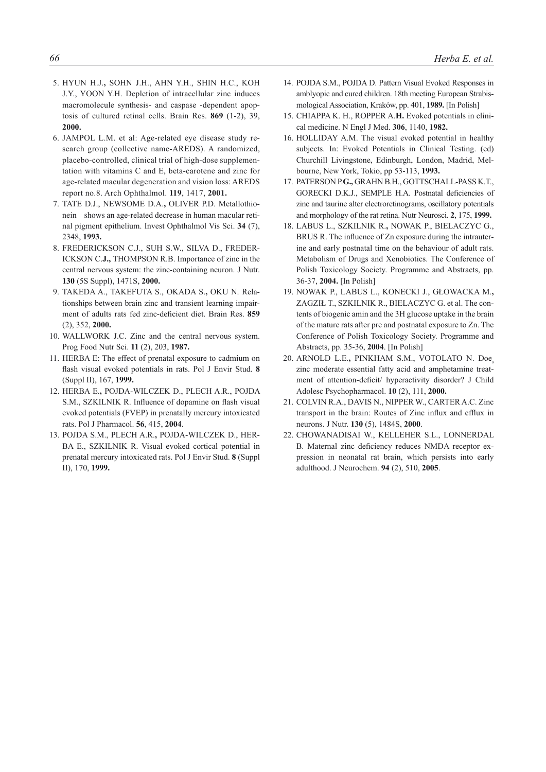5. HYUN H.J., SOHN J.H., AHN Y.H., SHIN H.C., KOH J.Y., YOON Y.H. Depletion of intracellular zinc induces macromolecule synthesis- and caspase -dependent apoptosis of cultured retinal cells. Brain Res. **869** (1-2), 39, **2000.**
6. JAMPOL L.M. et al: Age-related eye disease study research group (collective name-AREDS). A randomized, placebo-controlled, clinical trial of high-dose supplementation with vitamins C and E, beta-carotene and zinc for age-related macular degeneration and vision loss: AREDS report no.8. Arch Ophthalmol. **119**, 1417, **2001.**
7. TATE D.J., NEWSOME D.A., OLIVER P.D. Metallothionein shows an age-related decrease in human macular retinal pigment epithelium. Invest Ophthalmol Vis Sci. **34** (7), 2348, **1993.**
8. FREDERICKSON C.J., SUH S.W., SILVA D., FREDERICKSON C.**J.,** THOMPSON R.B. Importance of zinc in the central nervous system: the zinc-containing neuron. J Nutr. **130** (5S Suppl), 1471S, **2000.**
9. TAKEDA A., TAKEFUTA S., OKADA S., OKU N. Relationships between brain zinc and transient learning impairment of adults rats fed zinc-deficient diet. Brain Res. **859** (2), 352, **2000.**
10. WALLWORK J.C. Zinc and the central nervous system. Prog Food Nutr Sci. **11** (2), 203, **1987.**
11. HERBA E: The effect of prenatal exposure to cadmium on flash visual evoked potentials in rats. Pol J Envir Stud. **8** (Suppl II), 167, **1999.**
12. HERBA E., POJDA-WILCZEK D., PLECH A.R., POJDA S.M., SZKILNIK R. Influence of dopamine on flash visual evoked potentials (FVEP) in prenatally mercury intoxicated rats. Pol J Pharmacol. **56**, 415, **2004**.
13. POJDA S.M., PLECH A.R., POJDA-WILCZEK D., HERBA E., SZKILNIK R. Visual evoked cortical potential in prenatal mercury intoxicated rats. Pol J Envir Stud. **8** (Suppl II), 170, **1999.**
14. POJDA S.M., POJDA D. Pattern Visual Evoked Responses in amblyopic and cured children. 18th meeting European Strabismological Association, Kraków, pp. 401, **1989.** [In Polish]
15. CHIAPPA K. H., ROPPER A.**H.** Evoked potentials in clinical medicine. N Engl J Med. **306**, 1140, **1982.**
16. HOLLIDAY A.M. The visual evoked potential in healthy subjects. In: Evoked Potentials in Clinical Testing. (ed) Churchill Livingstone, Edinburgh, London, Madrid, Melbourne, New York, Tokio, pp 53-113, **1993.**
17. PATERSON P.**G.,** GRAHN B.H., GOTTSCHALL-PASS K.T., GORECKI D.K.J., SEMPLE H.A. Postnatal deficiencies of zinc and taurine alter electroretinograms, oscillatory potentials and morphology of the rat retina. Nutr Neurosci. **2**, 175, **1999.**
18. LABUS L., SZKILNIK R., NOWAK P., BIELACZYC G., BRUS R. The influence of Zn exposure during the intrauterine and early postnatal time on the behaviour of adult rats. Metabolism of Drugs and Xenobiotics. The Conference of Polish Toxicology Society. Programme and Abstracts, pp. 36-37, **2004.** [In Polish]
19. NOWAK P., LABUS L., KONECKI J., GŁOWACKA M., ZAGZIŁ T., SZKILNIK R., BIELACZYC G. et al. The contents of biogenic amin and the 3H glucose uptake in the brain of the mature rats after pre and postnatal exposure to Zn. The Conference of Polish Toxicology Society. Programme and Abstracts, pp. 35-36, **2004**. [In Polish]
20. ARNOLD L.E., PINKHAM S.M., VOTOLATO N. Does zinc moderate essential fatty acid and amphetamine treatment of attention-deficit/ hyperactivity disorder? J Child Adolesc Psychopharmacol. **10** (2), 111, **2000.**
21. COLVIN R.A., DAVIS N., NIPPER W., CARTER A.C. Zinc transport in the brain: Routes of Zinc influx and efflux in neurons. J Nutr. **130** (5), 1484S, **2000**.
22. CHOWANADISAI W., KELLEHER S.L., LONNERDAL B. Maternal zinc deficiency reduces NMDA receptor expression in neonatal rat brain, which persists into early adulthood. J Neurochem. **94** (2), 510, **2005**.